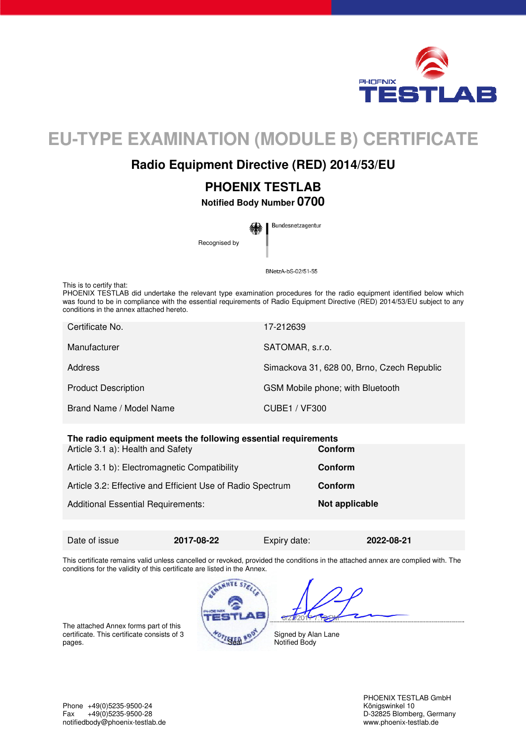# EU-TYPE EXAMINATION (MODULE B) CERTIFICATE

## Radio Equipment Directive (RED) 2014/53/EU

### PHOENIX TESTLAB

**Notified Body Number 0700**

Recognised by Bundesnetzagentur

BNetzA-bS-02/51-55

This is to certify that:
PHOENIX TESTLAB did undertake the relevant type examination procedures for the radio equipment identified below which was found to be in compliance with the essential requirements of Radio Equipment Directive (RED) 2014/53/EU subject to any conditions in the annex attached hereto.

| | |
|---|---|
| Certificate No. | 17-212639 |
| Manufacturer | SATOMAR, s.r.o. |
| Address | Simackova 31, 628 00, Brno, Czech Republic |
| Product Description | GSM Mobile phone; with Bluetooth |
| Brand Name / Model Name | CUBE1 / VF300 |

**The radio equipment meets the following essential requirements**

| | |
|---|---|
| Article 3.1 a): Health and Safety | **Conform** |
| Article 3.1 b): Electromagnetic Compatibility | **Conform** |
| Article 3.2: Effective and Efficient Use of Radio Spectrum | **Conform** |
| Additional Essential Requirements: | **Not applicable** |

| | | | |
|---|---|---|---|
| Date of issue | **2017-08-22** | Expiry date: | **2022-08-21** |

This certificate remains valid unless cancelled or revoked, provided the conditions in the attached annex are complied with. The conditions for the validity of this certificate are listed in the Annex.

The attached Annex forms part of this certificate. This certificate consists of 3 pages.

Seal

8/22/2017 7:13 PM

Signed by Alan Lane
Notified Body

Phone +49(0)5235-9500-24
Fax +49(0)5235-9500-28
notifiedbody@phoenix-testlab.de

PHOENIX TESTLAB GmbH
Königswinkel 10
D-32825 Blomberg, Germany
www.phoenix-testlab.de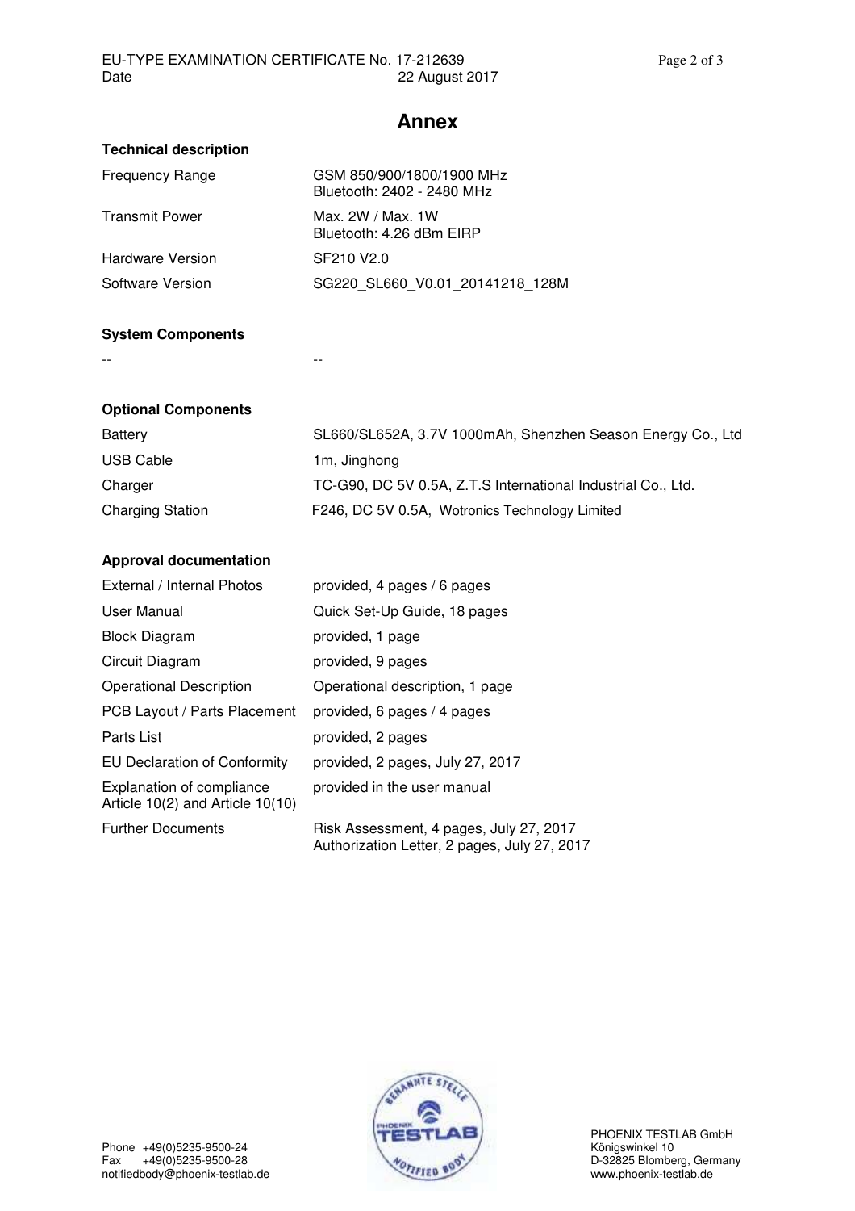# Annex

## Technical description

| | |
|---|---|
| Frequency Range | GSM 850/900/1800/1900 MHz<br>Bluetooth: 2402 - 2480 MHz |
| Transmit Power | Max. 2W / Max. 1W<br>Bluetooth: 4.26 dBm EIRP |
| Hardware Version | SF210 V2.0 |
| Software Version | SG220_SL660_V0.01_20141218_128M |

## System Components

| | |
|---|---|
| -- | -- |

## Optional Components

| | |
|---|---|
| Battery | SL660/SL652A, 3.7V 1000mAh, Shenzhen Season Energy Co., Ltd |
| USB Cable | 1m, Jinghong |
| Charger | TC-G90, DC 5V 0.5A, Z.T.S International Industrial Co., Ltd. |
| Charging Station | F246, DC 5V 0.5A, Wotronics Technology Limited |

## Approval documentation

| | |
|---|---|
| External / Internal Photos | provided, 4 pages / 6 pages |
| User Manual | Quick Set-Up Guide, 18 pages |
| Block Diagram | provided, 1 page |
| Circuit Diagram | provided, 9 pages |
| Operational Description | Operational description, 1 page |
| PCB Layout / Parts Placement | provided, 6 pages / 4 pages |
| Parts List | provided, 2 pages |
| EU Declaration of Conformity | provided, 2 pages, July 27, 2017 |
| Explanation of compliance Article 10(2) and Article 10(10) | provided in the user manual |
| Further Documents | Risk Assessment, 4 pages, July 27, 2017<br>Authorization Letter, 2 pages, July 27, 2017 |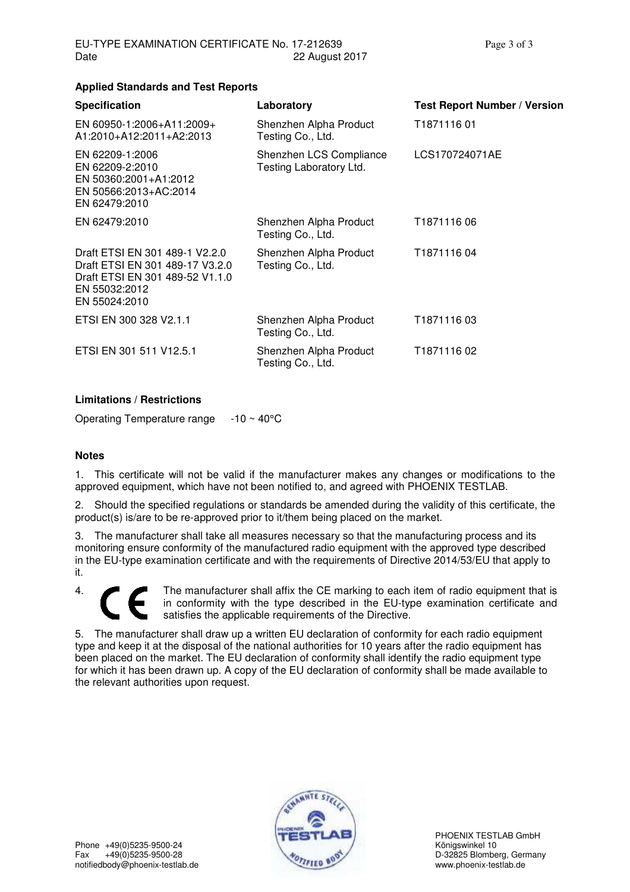## Applied Standards and Test Reports

| Specification | Laboratory | Test Report Number / Version |
|---|---|---|
| EN 60950-1:2006+A11:2009+ A1:2010+A12:2011+A2:2013 | Shenzhen Alpha Product Testing Co., Ltd. | T1871116 01 |
| EN 62209-1:2006<br>EN 62209-2:2010<br>EN 50360:2001+A1:2012<br>EN 50566:2013+AC:2014<br>EN 62479:2010 | Shenzhen LCS Compliance Testing Laboratory Ltd. | LCS170724071AE |
| EN 62479:2010 | Shenzhen Alpha Product Testing Co., Ltd. | T1871116 06 |
| Draft ETSI EN 301 489-1 V2.2.0<br>Draft ETSI EN 301 489-17 V3.2.0<br>Draft ETSI EN 301 489-52 V1.1.0<br>EN 55032:2012<br>EN 55024:2010 | Shenzhen Alpha Product Testing Co., Ltd. | T1871116 04 |
| ETSI EN 300 328 V2.1.1 | Shenzhen Alpha Product Testing Co., Ltd. | T1871116 03 |
| ETSI EN 301 511 V12.5.1 | Shenzhen Alpha Product Testing Co., Ltd. | T1871116 02 |

## Limitations / Restrictions

Operating Temperature range -10 ~ 40°C

## Notes

1. This certificate will not be valid if the manufacturer makes any changes or modifications to the approved equipment, which have not been notified to, and agreed with PHOENIX TESTLAB.

2. Should the specified regulations or standards be amended during the validity of this certificate, the product(s) is/are to be re-approved prior to it/them being placed on the market.

3. The manufacturer shall take all measures necessary so that the manufacturing process and its monitoring ensure conformity of the manufactured radio equipment with the approved type described in the EU-type examination certificate and with the requirements of Directive 2014/53/EU that apply to it.

4. CE The manufacturer shall affix the CE marking to each item of radio equipment that is in conformity with the type described in the EU-type examination certificate and satisfies the applicable requirements of the Directive.

5. The manufacturer shall draw up a written EU declaration of conformity for each radio equipment type and keep it at the disposal of the national authorities for 10 years after the radio equipment has been placed on the market. The EU declaration of conformity shall identify the radio equipment type for which it has been drawn up. A copy of the EU declaration of conformity shall be made available to the relevant authorities upon request.